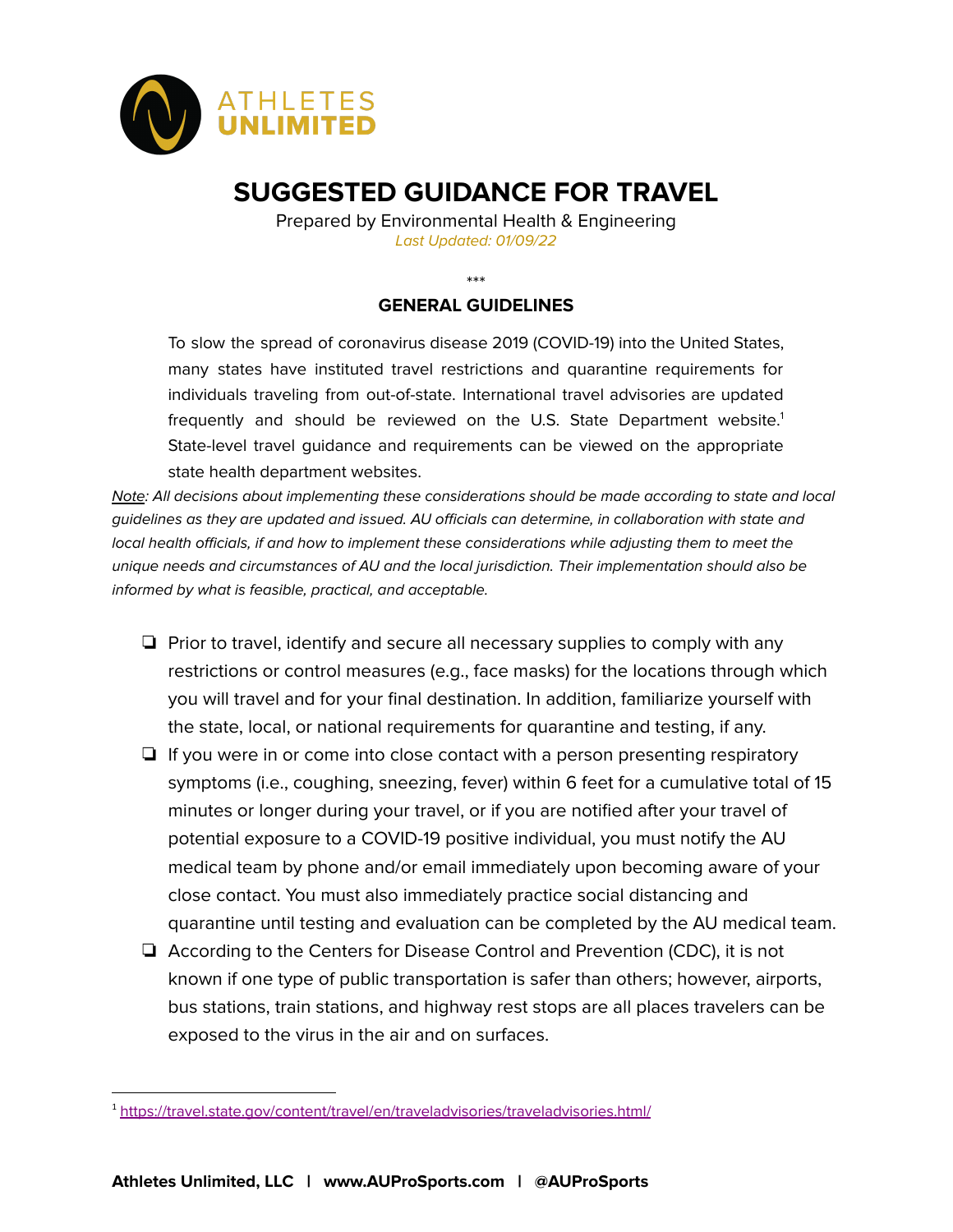ATHLETES UNLIMITED

# SUGGESTED GUIDANCE FOR TRAVEL

Prepared by Environmental Health & Engineering

*Last Updated: 01/09/22*

***

## GENERAL GUIDELINES

To slow the spread of coronavirus disease 2019 (COVID-19) into the United States, many states have instituted travel restrictions and quarantine requirements for individuals traveling from out-of-state. International travel advisories are updated frequently and should be reviewed on the U.S. State Department website.[1] State-level travel guidance and requirements can be viewed on the appropriate state health department websites.

*Note: All decisions about implementing these considerations should be made according to state and local guidelines as they are updated and issued. AU officials can determine, in collaboration with state and local health officials, if and how to implement these considerations while adjusting them to meet the unique needs and circumstances of AU and the local jurisdiction. Their implementation should also be informed by what is feasible, practical, and acceptable.*

- ❏ Prior to travel, identify and secure all necessary supplies to comply with any restrictions or control measures (e.g., face masks) for the locations through which you will travel and for your final destination. In addition, familiarize yourself with the state, local, or national requirements for quarantine and testing, if any.
- ❏ If you were in or come into close contact with a person presenting respiratory symptoms (i.e., coughing, sneezing, fever) within 6 feet for a cumulative total of 15 minutes or longer during your travel, or if you are notified after your travel of potential exposure to a COVID-19 positive individual, you must notify the AU medical team by phone and/or email immediately upon becoming aware of your close contact. You must also immediately practice social distancing and quarantine until testing and evaluation can be completed by the AU medical team.
- ❏ According to the Centers for Disease Control and Prevention (CDC), it is not known if one type of public transportation is safer than others; however, airports, bus stations, train stations, and highway rest stops are all places travelers can be exposed to the virus in the air and on surfaces.

[1] https://travel.state.gov/content/travel/en/traveladvisories/traveladvisories.html/

**Athletes Unlimited, LLC | www.AUProSports.com | @AUProSports**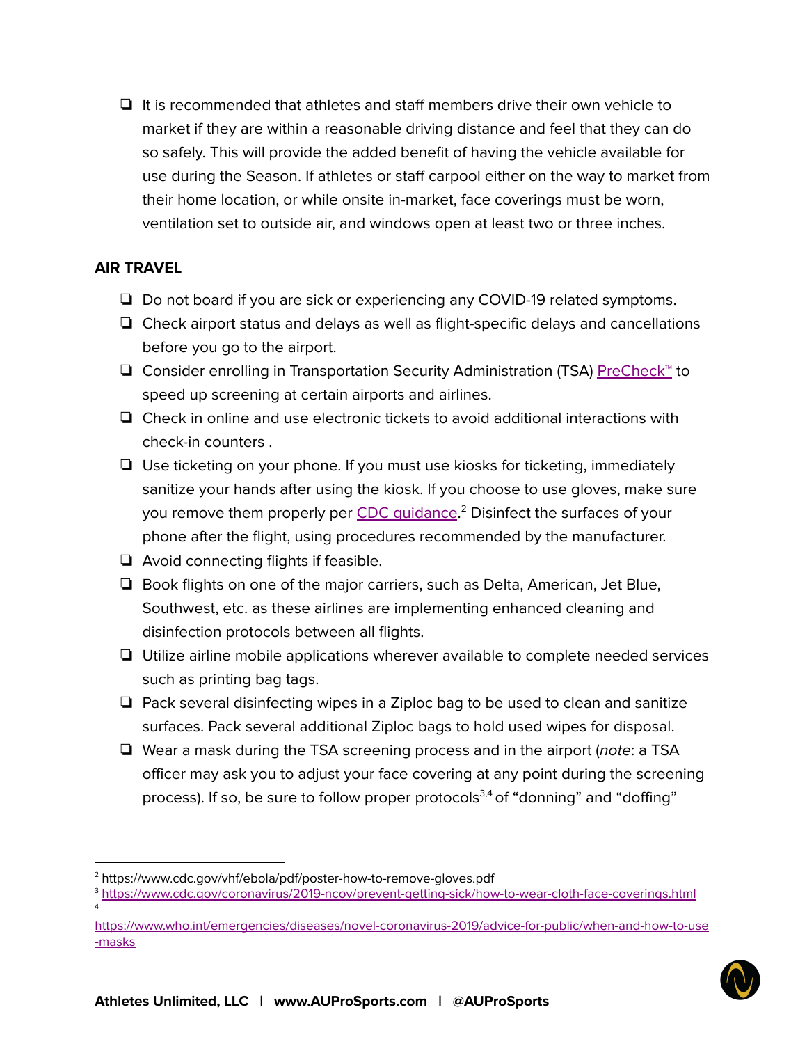- It is recommended that athletes and staff members drive their own vehicle to market if they are within a reasonable driving distance and feel that they can do so safely. This will provide the added benefit of having the vehicle available for use during the Season. If athletes or staff carpool either on the way to market from their home location, or while onsite in-market, face coverings must be worn, ventilation set to outside air, and windows open at least two or three inches.

**AIR TRAVEL**

- Do not board if you are sick or experiencing any COVID-19 related symptoms.
- Check airport status and delays as well as flight-specific delays and cancellations before you go to the airport.
- Consider enrolling in Transportation Security Administration (TSA) PreCheck™ to speed up screening at certain airports and airlines.
- Check in online and use electronic tickets to avoid additional interactions with check-in counters .
- Use ticketing on your phone. If you must use kiosks for ticketing, immediately sanitize your hands after using the kiosk. If you choose to use gloves, make sure you remove them properly per CDC guidance.[2] Disinfect the surfaces of your phone after the flight, using procedures recommended by the manufacturer.
- Avoid connecting flights if feasible.
- Book flights on one of the major carriers, such as Delta, American, Jet Blue, Southwest, etc. as these airlines are implementing enhanced cleaning and disinfection protocols between all flights.
- Utilize airline mobile applications wherever available to complete needed services such as printing bag tags.
- Pack several disinfecting wipes in a Ziploc bag to be used to clean and sanitize surfaces. Pack several additional Ziploc bags to hold used wipes for disposal.
- Wear a mask during the TSA screening process and in the airport (*note*: a TSA officer may ask you to adjust your face covering at any point during the screening process). If so, be sure to follow proper protocols[3,4] of "donning" and "doffing"

---

[2] https://www.cdc.gov/vhf/ebola/pdf/poster-how-to-remove-gloves.pdf

[3] https://www.cdc.gov/coronavirus/2019-ncov/prevent-getting-sick/how-to-wear-cloth-face-coverings.html

[4] https://www.who.int/emergencies/diseases/novel-coronavirus-2019/advice-for-public/when-and-how-to-use-masks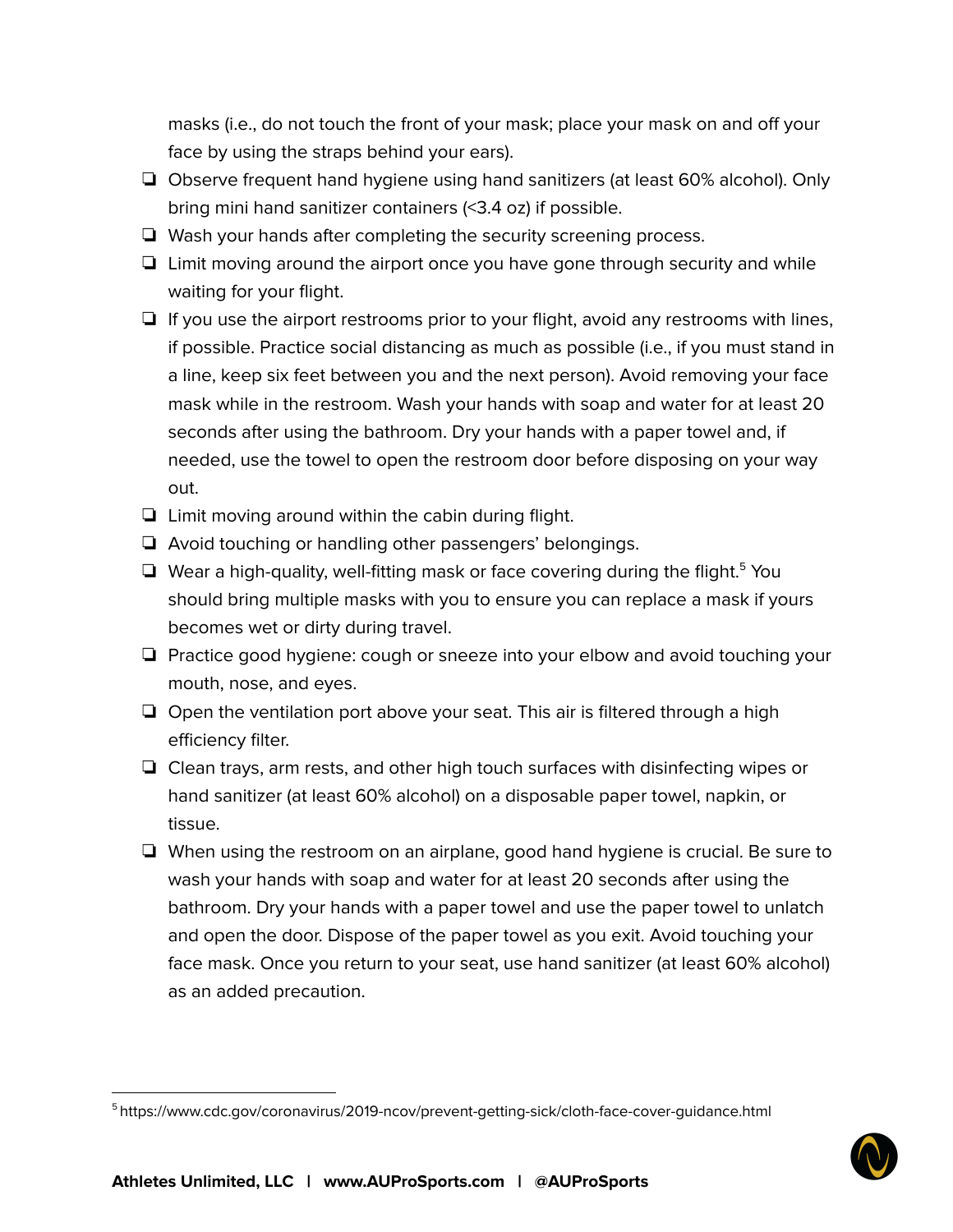masks (i.e., do not touch the front of your mask; place your mask on and off your face by using the straps behind your ears).

- ❏ Observe frequent hand hygiene using hand sanitizers (at least 60% alcohol). Only bring mini hand sanitizer containers (<3.4 oz) if possible.
- ❏ Wash your hands after completing the security screening process.
- ❏ Limit moving around the airport once you have gone through security and while waiting for your flight.
- ❏ If you use the airport restrooms prior to your flight, avoid any restrooms with lines, if possible. Practice social distancing as much as possible (i.e., if you must stand in a line, keep six feet between you and the next person). Avoid removing your face mask while in the restroom. Wash your hands with soap and water for at least 20 seconds after using the bathroom. Dry your hands with a paper towel and, if needed, use the towel to open the restroom door before disposing on your way out.
- ❏ Limit moving around within the cabin during flight.
- ❏ Avoid touching or handling other passengers' belongings.
- ❏ Wear a high-quality, well-fitting mask or face covering during the flight.[5] You should bring multiple masks with you to ensure you can replace a mask if yours becomes wet or dirty during travel.
- ❏ Practice good hygiene: cough or sneeze into your elbow and avoid touching your mouth, nose, and eyes.
- ❏ Open the ventilation port above your seat. This air is filtered through a high efficiency filter.
- ❏ Clean trays, arm rests, and other high touch surfaces with disinfecting wipes or hand sanitizer (at least 60% alcohol) on a disposable paper towel, napkin, or tissue.
- ❏ When using the restroom on an airplane, good hand hygiene is crucial. Be sure to wash your hands with soap and water for at least 20 seconds after using the bathroom. Dry your hands with a paper towel and use the paper towel to unlatch and open the door. Dispose of the paper towel as you exit. Avoid touching your face mask. Once you return to your seat, use hand sanitizer (at least 60% alcohol) as an added precaution.

---

[5] https://www.cdc.gov/coronavirus/2019-ncov/prevent-getting-sick/cloth-face-cover-guidance.html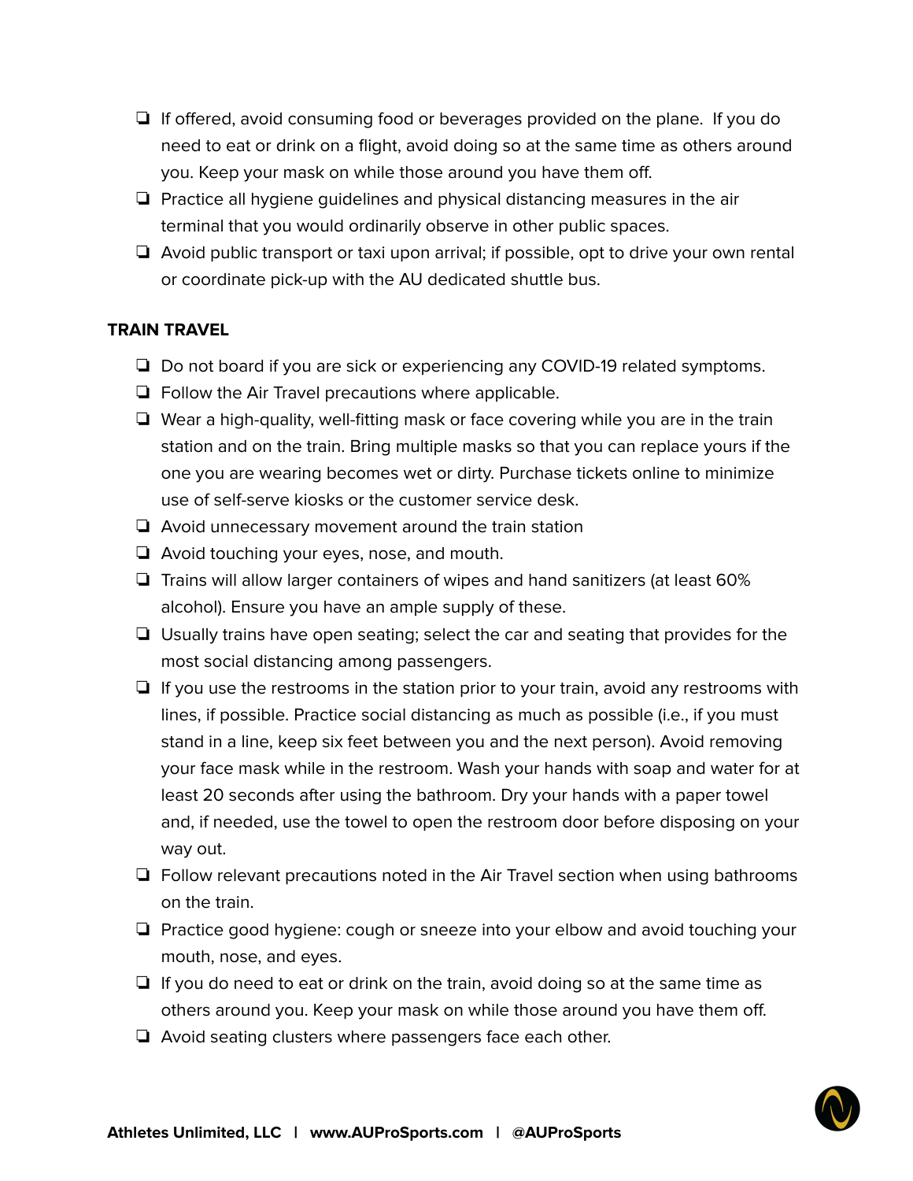- If offered, avoid consuming food or beverages provided on the plane. If you do need to eat or drink on a flight, avoid doing so at the same time as others around you. Keep your mask on while those around you have them off.
- Practice all hygiene guidelines and physical distancing measures in the air terminal that you would ordinarily observe in other public spaces.
- Avoid public transport or taxi upon arrival; if possible, opt to drive your own rental or coordinate pick-up with the AU dedicated shuttle bus.

**TRAIN TRAVEL**

- Do not board if you are sick or experiencing any COVID-19 related symptoms.
- Follow the Air Travel precautions where applicable.
- Wear a high-quality, well-fitting mask or face covering while you are in the train station and on the train. Bring multiple masks so that you can replace yours if the one you are wearing becomes wet or dirty. Purchase tickets online to minimize use of self-serve kiosks or the customer service desk.
- Avoid unnecessary movement around the train station
- Avoid touching your eyes, nose, and mouth.
- Trains will allow larger containers of wipes and hand sanitizers (at least 60% alcohol). Ensure you have an ample supply of these.
- Usually trains have open seating; select the car and seating that provides for the most social distancing among passengers.
- If you use the restrooms in the station prior to your train, avoid any restrooms with lines, if possible. Practice social distancing as much as possible (i.e., if you must stand in a line, keep six feet between you and the next person). Avoid removing your face mask while in the restroom. Wash your hands with soap and water for at least 20 seconds after using the bathroom. Dry your hands with a paper towel and, if needed, use the towel to open the restroom door before disposing on your way out.
- Follow relevant precautions noted in the Air Travel section when using bathrooms on the train.
- Practice good hygiene: cough or sneeze into your elbow and avoid touching your mouth, nose, and eyes.
- If you do need to eat or drink on the train, avoid doing so at the same time as others around you. Keep your mask on while those around you have them off.
- Avoid seating clusters where passengers face each other.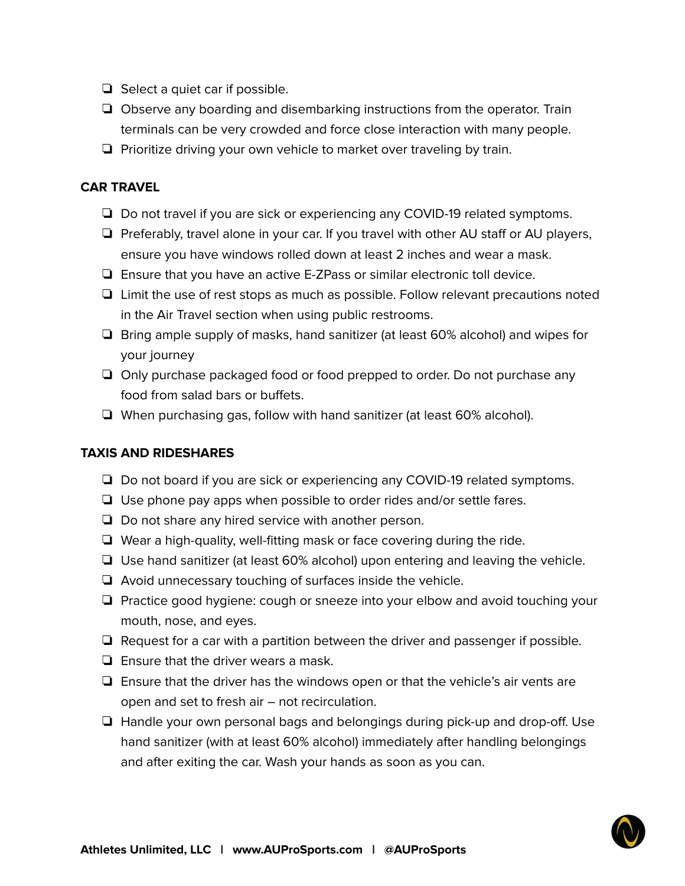- ❑ Select a quiet car if possible.
- ❑ Observe any boarding and disembarking instructions from the operator. Train terminals can be very crowded and force close interaction with many people.
- ❑ Prioritize driving your own vehicle to market over traveling by train.

**CAR TRAVEL**

- ❑ Do not travel if you are sick or experiencing any COVID-19 related symptoms.
- ❑ Preferably, travel alone in your car. If you travel with other AU staff or AU players, ensure you have windows rolled down at least 2 inches and wear a mask.
- ❑ Ensure that you have an active E-ZPass or similar electronic toll device.
- ❑ Limit the use of rest stops as much as possible. Follow relevant precautions noted in the Air Travel section when using public restrooms.
- ❑ Bring ample supply of masks, hand sanitizer (at least 60% alcohol) and wipes for your journey
- ❑ Only purchase packaged food or food prepped to order. Do not purchase any food from salad bars or buffets.
- ❑ When purchasing gas, follow with hand sanitizer (at least 60% alcohol).

**TAXIS AND RIDESHARES**

- ❑ Do not board if you are sick or experiencing any COVID-19 related symptoms.
- ❑ Use phone pay apps when possible to order rides and/or settle fares.
- ❑ Do not share any hired service with another person.
- ❑ Wear a high-quality, well-fitting mask or face covering during the ride.
- ❑ Use hand sanitizer (at least 60% alcohol) upon entering and leaving the vehicle.
- ❑ Avoid unnecessary touching of surfaces inside the vehicle.
- ❑ Practice good hygiene: cough or sneeze into your elbow and avoid touching your mouth, nose, and eyes.
- ❑ Request for a car with a partition between the driver and passenger if possible.
- ❑ Ensure that the driver wears a mask.
- ❑ Ensure that the driver has the windows open or that the vehicle's air vents are open and set to fresh air – not recirculation.
- ❑ Handle your own personal bags and belongings during pick-up and drop-off. Use hand sanitizer (with at least 60% alcohol) immediately after handling belongings and after exiting the car. Wash your hands as soon as you can.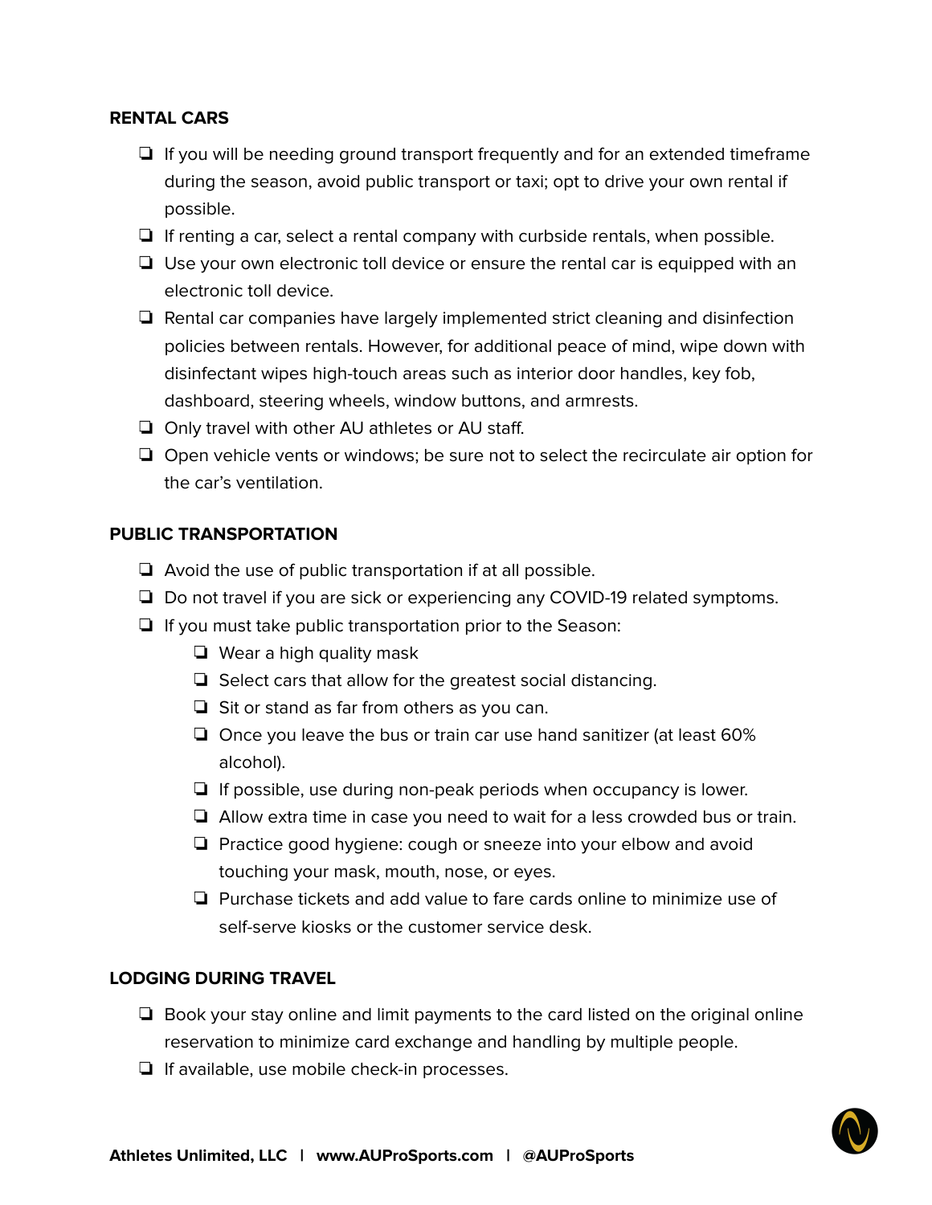**RENTAL CARS**

- If you will be needing ground transport frequently and for an extended timeframe during the season, avoid public transport or taxi; opt to drive your own rental if possible.
- If renting a car, select a rental company with curbside rentals, when possible.
- Use your own electronic toll device or ensure the rental car is equipped with an electronic toll device.
- Rental car companies have largely implemented strict cleaning and disinfection policies between rentals. However, for additional peace of mind, wipe down with disinfectant wipes high-touch areas such as interior door handles, key fob, dashboard, steering wheels, window buttons, and armrests.
- Only travel with other AU athletes or AU staff.
- Open vehicle vents or windows; be sure not to select the recirculate air option for the car's ventilation.

**PUBLIC TRANSPORTATION**

- Avoid the use of public transportation if at all possible.
- Do not travel if you are sick or experiencing any COVID-19 related symptoms.
- If you must take public transportation prior to the Season:
  - Wear a high quality mask
  - Select cars that allow for the greatest social distancing.
  - Sit or stand as far from others as you can.
  - Once you leave the bus or train car use hand sanitizer (at least 60% alcohol).
  - If possible, use during non-peak periods when occupancy is lower.
  - Allow extra time in case you need to wait for a less crowded bus or train.
  - Practice good hygiene: cough or sneeze into your elbow and avoid touching your mask, mouth, nose, or eyes.
  - Purchase tickets and add value to fare cards online to minimize use of self-serve kiosks or the customer service desk.

**LODGING DURING TRAVEL**

- Book your stay online and limit payments to the card listed on the original online reservation to minimize card exchange and handling by multiple people.
- If available, use mobile check-in processes.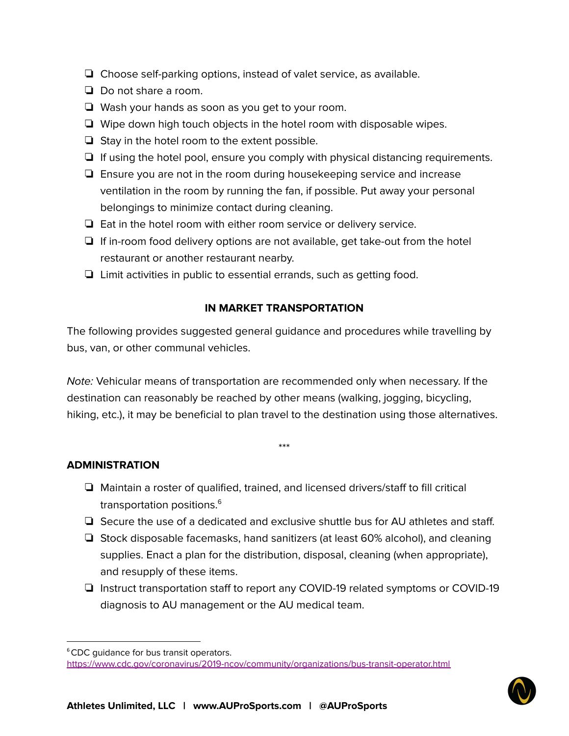- ❏ Choose self-parking options, instead of valet service, as available.
- ❏ Do not share a room.
- ❏ Wash your hands as soon as you get to your room.
- ❏ Wipe down high touch objects in the hotel room with disposable wipes.
- ❏ Stay in the hotel room to the extent possible.
- ❏ If using the hotel pool, ensure you comply with physical distancing requirements.
- ❏ Ensure you are not in the room during housekeeping service and increase ventilation in the room by running the fan, if possible. Put away your personal belongings to minimize contact during cleaning.
- ❏ Eat in the hotel room with either room service or delivery service.
- ❏ If in-room food delivery options are not available, get take-out from the hotel restaurant or another restaurant nearby.
- ❏ Limit activities in public to essential errands, such as getting food.

## IN MARKET TRANSPORTATION

The following provides suggested general guidance and procedures while travelling by bus, van, or other communal vehicles.

*Note:* Vehicular means of transportation are recommended only when necessary. If the destination can reasonably be reached by other means (walking, jogging, bicycling, hiking, etc.), it may be beneficial to plan travel to the destination using those alternatives.

***

### ADMINISTRATION

- ❏ Maintain a roster of qualified, trained, and licensed drivers/staff to fill critical transportation positions.[6]
- ❏ Secure the use of a dedicated and exclusive shuttle bus for AU athletes and staff.
- ❏ Stock disposable facemasks, hand sanitizers (at least 60% alcohol), and cleaning supplies. Enact a plan for the distribution, disposal, cleaning (when appropriate), and resupply of these items.
- ❏ Instruct transportation staff to report any COVID-19 related symptoms or COVID-19 diagnosis to AU management or the AU medical team.

---

[6] CDC guidance for bus transit operators. https://www.cdc.gov/coronavirus/2019-ncov/community/organizations/bus-transit-operator.html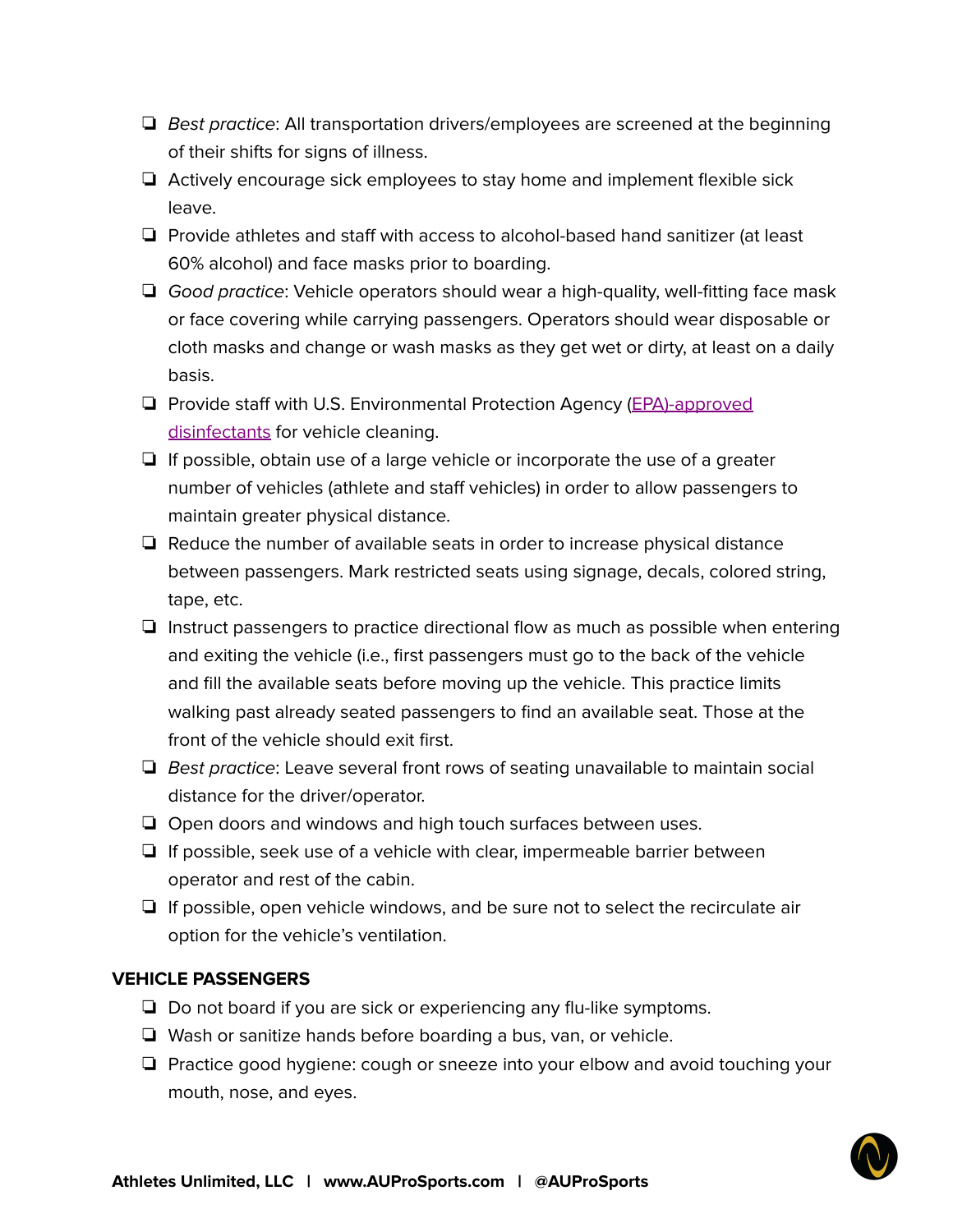- Best practice: All transportation drivers/employees are screened at the beginning of their shifts for signs of illness.
- Actively encourage sick employees to stay home and implement flexible sick leave.
- Provide athletes and staff with access to alcohol-based hand sanitizer (at least 60% alcohol) and face masks prior to boarding.
- *Good practice*: Vehicle operators should wear a high-quality, well-fitting face mask or face covering while carrying passengers. Operators should wear disposable or cloth masks and change or wash masks as they get wet or dirty, at least on a daily basis.
- Provide staff with U.S. Environmental Protection Agency ([EPA)-approved disinfectants]() for vehicle cleaning.
- If possible, obtain use of a large vehicle or incorporate the use of a greater number of vehicles (athlete and staff vehicles) in order to allow passengers to maintain greater physical distance.
- Reduce the number of available seats in order to increase physical distance between passengers. Mark restricted seats using signage, decals, colored string, tape, etc.
- Instruct passengers to practice directional flow as much as possible when entering and exiting the vehicle (i.e., first passengers must go to the back of the vehicle and fill the available seats before moving up the vehicle. This practice limits walking past already seated passengers to find an available seat. Those at the front of the vehicle should exit first.
- *Best practice*: Leave several front rows of seating unavailable to maintain social distance for the driver/operator.
- Open doors and windows and high touch surfaces between uses.
- If possible, seek use of a vehicle with clear, impermeable barrier between operator and rest of the cabin.
- If possible, open vehicle windows, and be sure not to select the recirculate air option for the vehicle's ventilation.

**VEHICLE PASSENGERS**

- Do not board if you are sick or experiencing any flu-like symptoms.
- Wash or sanitize hands before boarding a bus, van, or vehicle.
- Practice good hygiene: cough or sneeze into your elbow and avoid touching your mouth, nose, and eyes.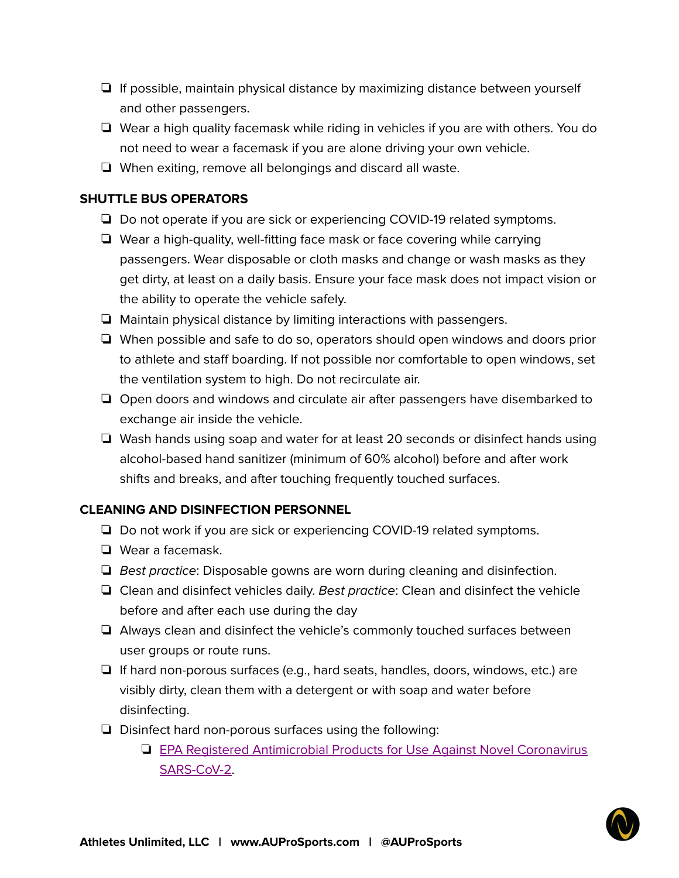- [ ] If possible, maintain physical distance by maximizing distance between yourself and other passengers.
- [ ] Wear a high quality facemask while riding in vehicles if you are with others. You do not need to wear a facemask if you are alone driving your own vehicle.
- [ ] When exiting, remove all belongings and discard all waste.

**SHUTTLE BUS OPERATORS**

- [ ] Do not operate if you are sick or experiencing COVID-19 related symptoms.
- [ ] Wear a high-quality, well-fitting face mask or face covering while carrying passengers. Wear disposable or cloth masks and change or wash masks as they get dirty, at least on a daily basis. Ensure your face mask does not impact vision or the ability to operate the vehicle safely.
- [ ] Maintain physical distance by limiting interactions with passengers.
- [ ] When possible and safe to do so, operators should open windows and doors prior to athlete and staff boarding. If not possible nor comfortable to open windows, set the ventilation system to high. Do not recirculate air.
- [ ] Open doors and windows and circulate air after passengers have disembarked to exchange air inside the vehicle.
- [ ] Wash hands using soap and water for at least 20 seconds or disinfect hands using alcohol-based hand sanitizer (minimum of 60% alcohol) before and after work shifts and breaks, and after touching frequently touched surfaces.

**CLEANING AND DISINFECTION PERSONNEL**

- [ ] Do not work if you are sick or experiencing COVID-19 related symptoms.
- [ ] Wear a facemask.
- [ ] *Best practice*: Disposable gowns are worn during cleaning and disinfection.
- [ ] Clean and disinfect vehicles daily. *Best practice*: Clean and disinfect the vehicle before and after each use during the day
- [ ] Always clean and disinfect the vehicle's commonly touched surfaces between user groups or route runs.
- [ ] If hard non-porous surfaces (e.g., hard seats, handles, doors, windows, etc.) are visibly dirty, clean them with a detergent or with soap and water before disinfecting.
- [ ] Disinfect hard non-porous surfaces using the following:
  - [ ] EPA Registered Antimicrobial Products for Use Against Novel Coronavirus SARS-CoV-2.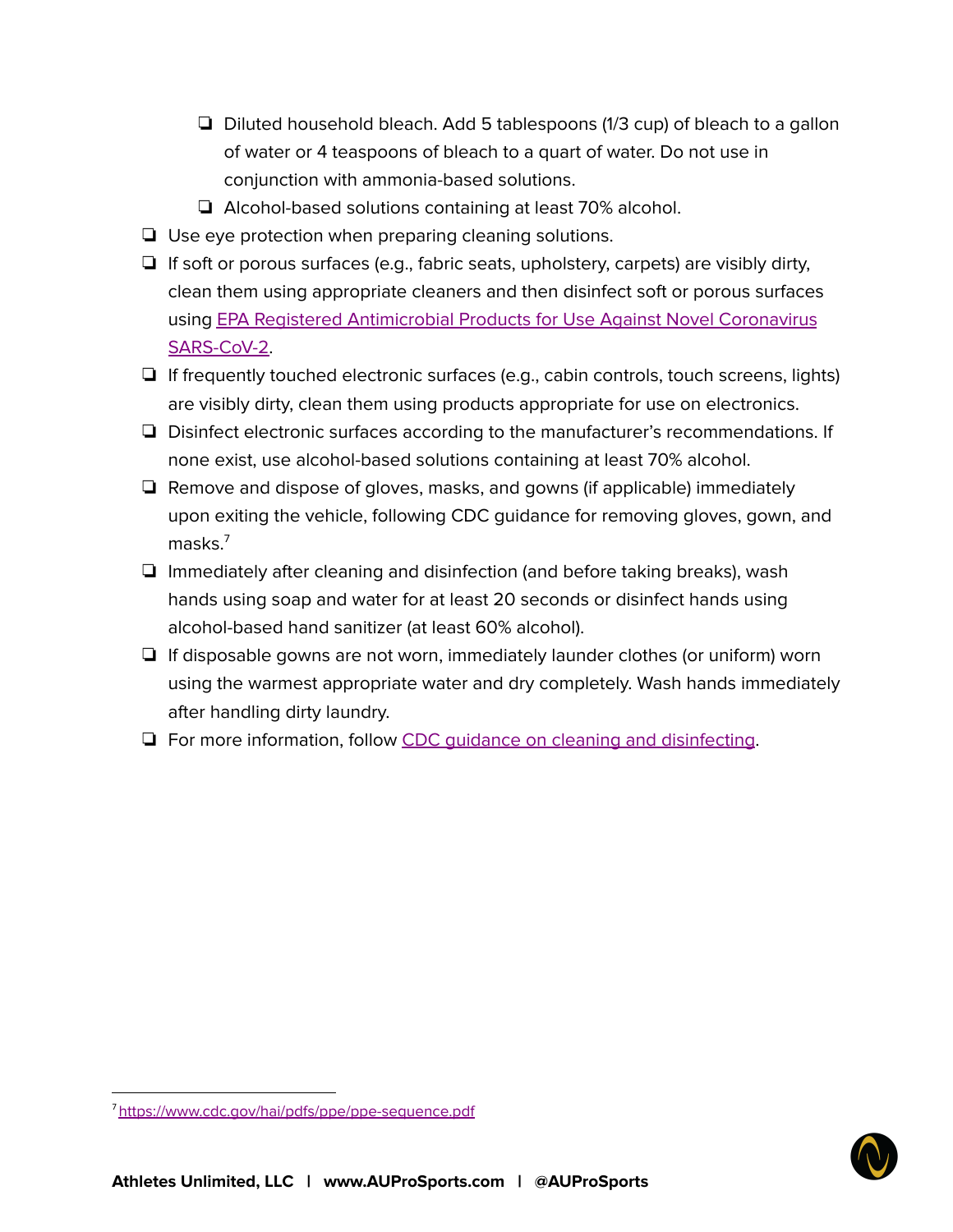- Diluted household bleach. Add 5 tablespoons (1/3 cup) of bleach to a gallon of water or 4 teaspoons of bleach to a quart of water. Do not use in conjunction with ammonia-based solutions.
   - Alcohol-based solutions containing at least 70% alcohol.
- Use eye protection when preparing cleaning solutions.
- If soft or porous surfaces (e.g., fabric seats, upholstery, carpets) are visibly dirty, clean them using appropriate cleaners and then disinfect soft or porous surfaces using [EPA Registered Antimicrobial Products for Use Against Novel Coronavirus SARS-CoV-2](https://www.epa.gov/pesticide-registration/list-n-disinfectants-use-against-sars-cov-2).
- If frequently touched electronic surfaces (e.g., cabin controls, touch screens, lights) are visibly dirty, clean them using products appropriate for use on electronics.
- Disinfect electronic surfaces according to the manufacturer's recommendations. If none exist, use alcohol-based solutions containing at least 70% alcohol.
- Remove and dispose of gloves, masks, and gowns (if applicable) immediately upon exiting the vehicle, following CDC guidance for removing gloves, gown, and masks.[7]
- Immediately after cleaning and disinfection (and before taking breaks), wash hands using soap and water for at least 20 seconds or disinfect hands using alcohol-based hand sanitizer (at least 60% alcohol).
- If disposable gowns are not worn, immediately launder clothes (or uniform) worn using the warmest appropriate water and dry completely. Wash hands immediately after handling dirty laundry.
- For more information, follow CDC guidance on cleaning and disinfecting.

[7] https://www.cdc.gov/hai/pdfs/ppe/ppe-sequence.pdf

**Athletes Unlimited, LLC | www.AUProSports.com | @AUProSports**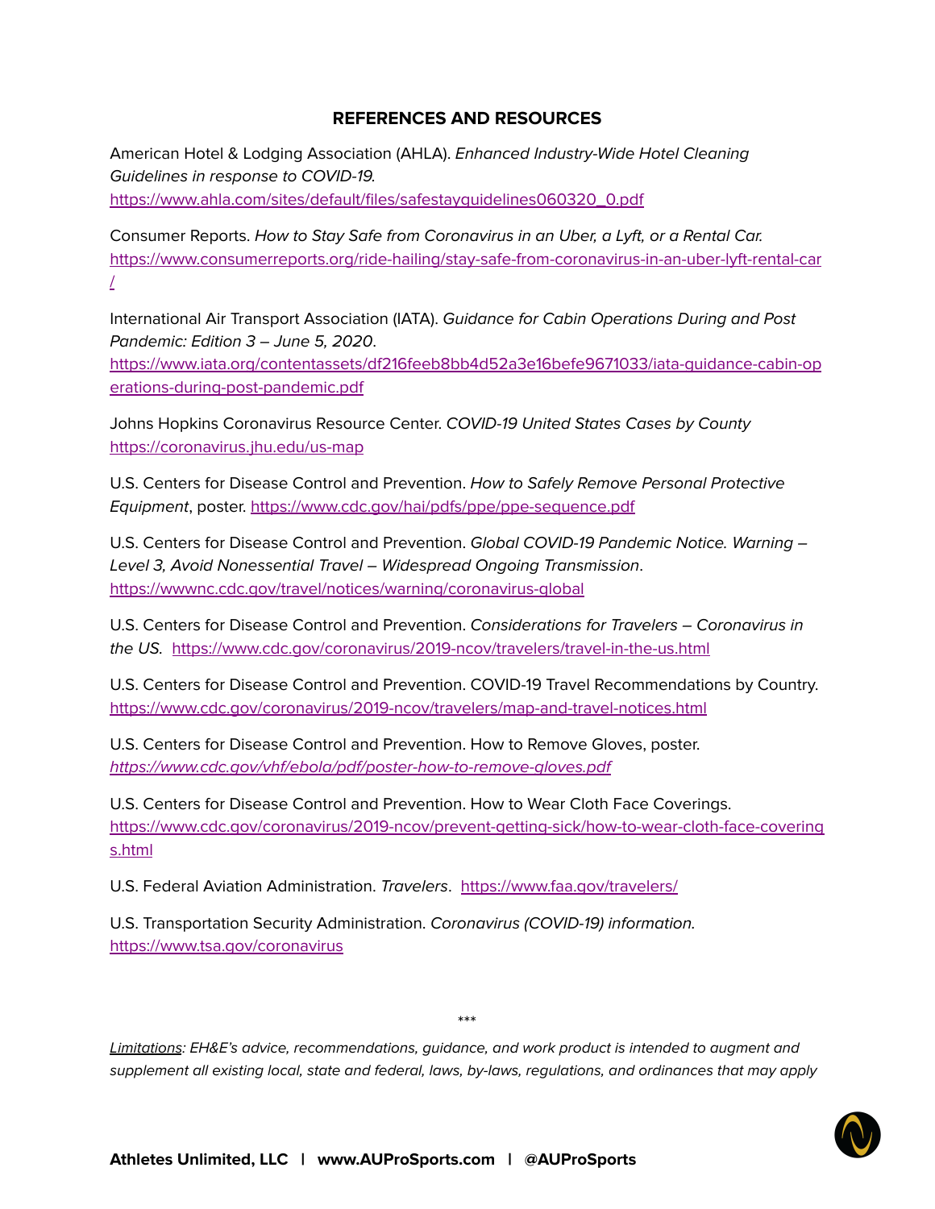## REFERENCES AND RESOURCES

American Hotel & Lodging Association (AHLA). *Enhanced Industry-Wide Hotel Cleaning Guidelines in response to COVID-19.* https://www.ahla.com/sites/default/files/safestayguidelines060320_0.pdf

Consumer Reports. *How to Stay Safe from Coronavirus in an Uber, a Lyft, or a Rental Car.* https://www.consumerreports.org/ride-hailing/stay-safe-from-coronavirus-in-an-uber-lyft-rental-car/

International Air Transport Association (IATA). *Guidance for Cabin Operations During and Post Pandemic: Edition 3 – June 5, 2020*. https://www.iata.org/contentassets/df216feeb8bb4d52a3e16befe9671033/iata-guidance-cabin-operations-during-post-pandemic.pdf

Johns Hopkins Coronavirus Resource Center. *COVID-19 United States Cases by County* https://coronavirus.jhu.edu/us-map

U.S. Centers for Disease Control and Prevention. *How to Safely Remove Personal Protective Equipment*, poster. https://www.cdc.gov/hai/pdfs/ppe/ppe-sequence.pdf

U.S. Centers for Disease Control and Prevention. *Global COVID-19 Pandemic Notice. Warning – Level 3, Avoid Nonessential Travel – Widespread Ongoing Transmission*. https://wwwnc.cdc.gov/travel/notices/warning/coronavirus-global

U.S. Centers for Disease Control and Prevention. *Considerations for Travelers – Coronavirus in the US.* https://www.cdc.gov/coronavirus/2019-ncov/travelers/travel-in-the-us.html

U.S. Centers for Disease Control and Prevention. COVID-19 Travel Recommendations by Country. https://www.cdc.gov/coronavirus/2019-ncov/travelers/map-and-travel-notices.html

U.S. Centers for Disease Control and Prevention. How to Remove Gloves, poster. *https://www.cdc.gov/vhf/ebola/pdf/poster-how-to-remove-gloves.pdf*

U.S. Centers for Disease Control and Prevention. How to Wear Cloth Face Coverings. https://www.cdc.gov/coronavirus/2019-ncov/prevent-getting-sick/how-to-wear-cloth-face-coverings.html

U.S. Federal Aviation Administration. *Travelers*. https://www.faa.gov/travelers/

U.S. Transportation Security Administration. *Coronavirus (COVID-19) information.* https://www.tsa.gov/coronavirus

***

*Limitations: EH&E's advice, recommendations, guidance, and work product is intended to augment and supplement all existing local, state and federal, laws, by-laws, regulations, and ordinances that may apply*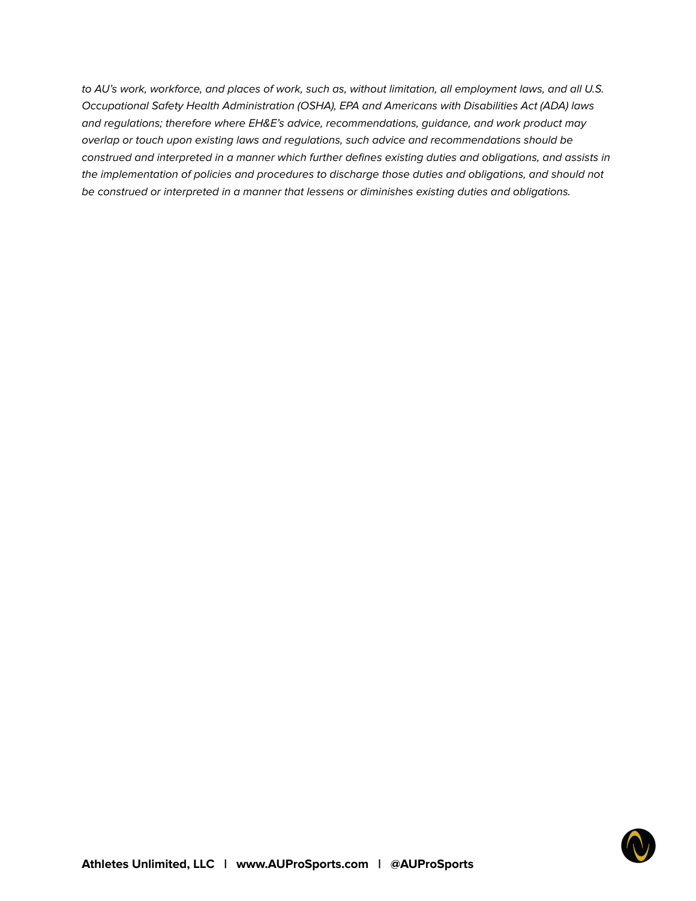*to AU's work, workforce, and places of work, such as, without limitation, all employment laws, and all U.S. Occupational Safety Health Administration (OSHA), EPA and Americans with Disabilities Act (ADA) laws and regulations; therefore where EH&E's advice, recommendations, guidance, and work product may overlap or touch upon existing laws and regulations, such advice and recommendations should be construed and interpreted in a manner which further defines existing duties and obligations, and assists in the implementation of policies and procedures to discharge those duties and obligations, and should not be construed or interpreted in a manner that lessens or diminishes existing duties and obligations.*